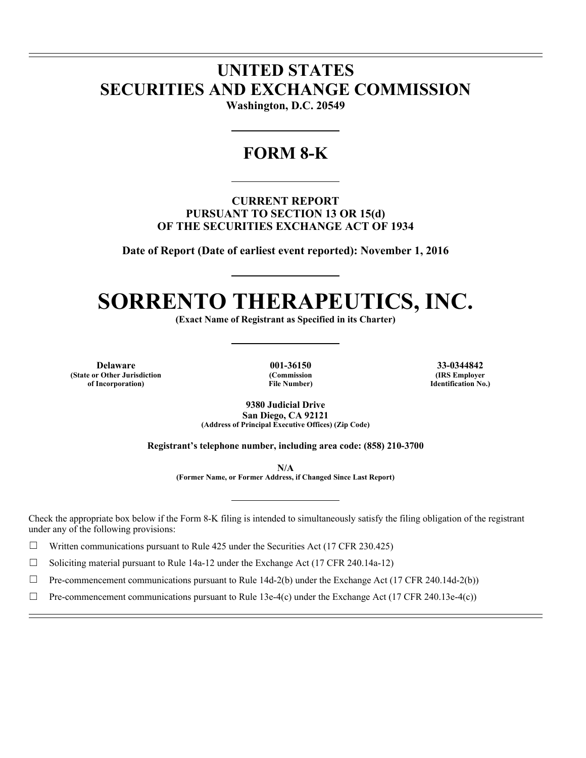# UNITED STATES
# SECURITIES AND EXCHANGE COMMISSION

**Washington, D.C. 20549**

## FORM 8-K

**CURRENT REPORT**
**PURSUANT TO SECTION 13 OR 15(d)**
**OF THE SECURITIES EXCHANGE ACT OF 1934**

**Date of Report (Date of earliest event reported): November 1, 2016**

# SORRENTO THERAPEUTICS, INC.

**(Exact Name of Registrant as Specified in its Charter)**

| Delaware | 001-36150 | 33-0344842 |
|---|---|---|
| (State or Other Jurisdiction of Incorporation) | (Commission File Number) | (IRS Employer Identification No.) |

**9380 Judicial Drive**
**San Diego, CA 92121**
**(Address of Principal Executive Offices) (Zip Code)**

**Registrant's telephone number, including area code: (858) 210-3700**

**N/A**
**(Former Name, or Former Address, if Changed Since Last Report)**

Check the appropriate box below if the Form 8-K filing is intended to simultaneously satisfy the filing obligation of the registrant under any of the following provisions:

☐ Written communications pursuant to Rule 425 under the Securities Act (17 CFR 230.425)

☐ Soliciting material pursuant to Rule 14a-12 under the Exchange Act (17 CFR 240.14a-12)

☐ Pre-commencement communications pursuant to Rule 14d-2(b) under the Exchange Act (17 CFR 240.14d-2(b))

☐ Pre-commencement communications pursuant to Rule 13e-4(c) under the Exchange Act (17 CFR 240.13e-4(c))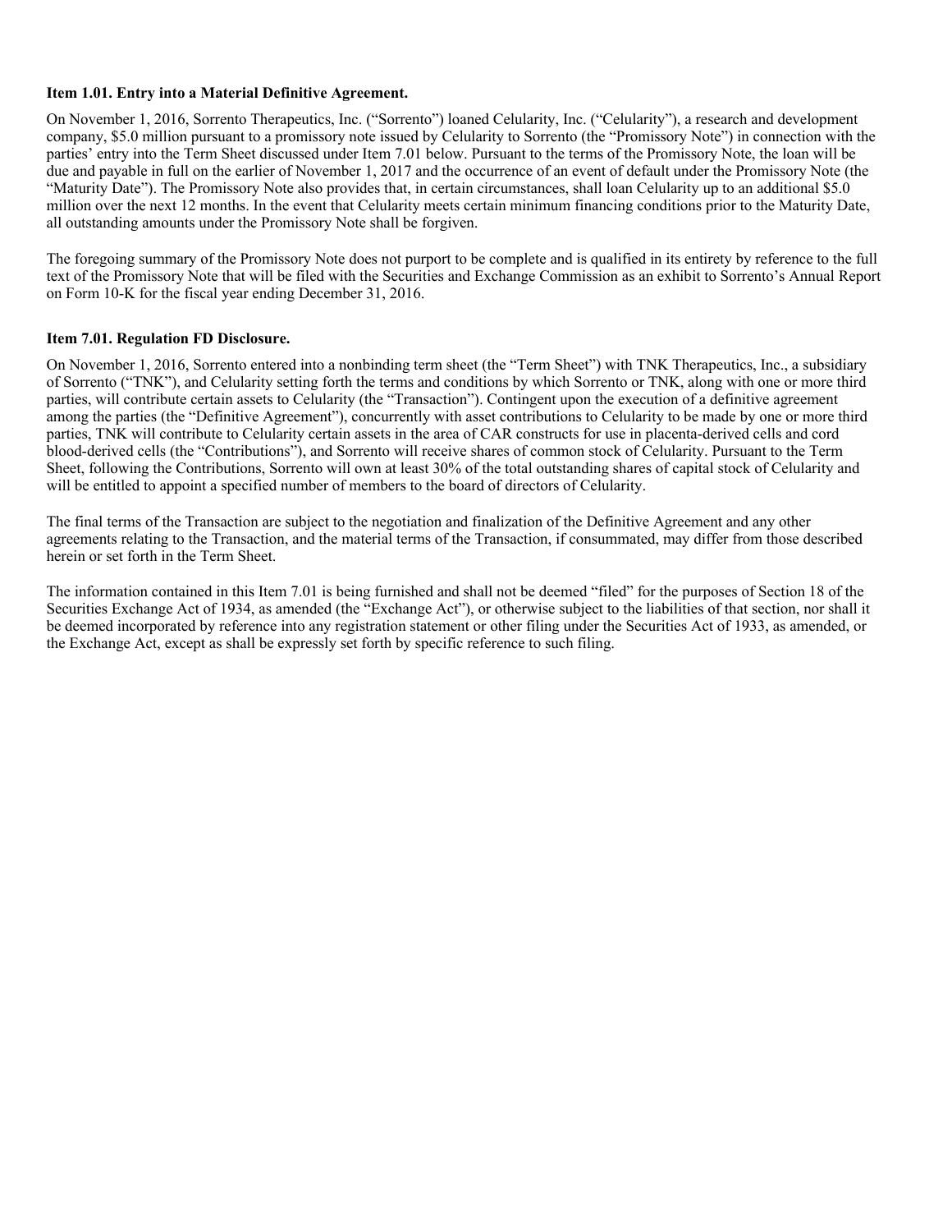**Item 1.01. Entry into a Material Definitive Agreement.**

On November 1, 2016, Sorrento Therapeutics, Inc. ("Sorrento") loaned Celularity, Inc. ("Celularity"), a research and development company, $5.0 million pursuant to a promissory note issued by Celularity to Sorrento (the "Promissory Note") in connection with the parties' entry into the Term Sheet discussed under Item 7.01 below. Pursuant to the terms of the Promissory Note, the loan will be due and payable in full on the earlier of November 1, 2017 and the occurrence of an event of default under the Promissory Note (the "Maturity Date"). The Promissory Note also provides that, in certain circumstances, shall loan Celularity up to an additional $5.0 million over the next 12 months. In the event that Celularity meets certain minimum financing conditions prior to the Maturity Date, all outstanding amounts under the Promissory Note shall be forgiven.

The foregoing summary of the Promissory Note does not purport to be complete and is qualified in its entirety by reference to the full text of the Promissory Note that will be filed with the Securities and Exchange Commission as an exhibit to Sorrento's Annual Report on Form 10-K for the fiscal year ending December 31, 2016.

**Item 7.01. Regulation FD Disclosure.**

On November 1, 2016, Sorrento entered into a nonbinding term sheet (the "Term Sheet") with TNK Therapeutics, Inc., a subsidiary of Sorrento ("TNK"), and Celularity setting forth the terms and conditions by which Sorrento or TNK, along with one or more third parties, will contribute certain assets to Celularity (the "Transaction"). Contingent upon the execution of a definitive agreement among the parties (the "Definitive Agreement"), concurrently with asset contributions to Celularity to be made by one or more third parties, TNK will contribute to Celularity certain assets in the area of CAR constructs for use in placenta-derived cells and cord blood-derived cells (the "Contributions"), and Sorrento will receive shares of common stock of Celularity. Pursuant to the Term Sheet, following the Contributions, Sorrento will own at least 30% of the total outstanding shares of capital stock of Celularity and will be entitled to appoint a specified number of members to the board of directors of Celularity.

The final terms of the Transaction are subject to the negotiation and finalization of the Definitive Agreement and any other agreements relating to the Transaction, and the material terms of the Transaction, if consummated, may differ from those described herein or set forth in the Term Sheet.

The information contained in this Item 7.01 is being furnished and shall not be deemed "filed" for the purposes of Section 18 of the Securities Exchange Act of 1934, as amended (the "Exchange Act"), or otherwise subject to the liabilities of that section, nor shall it be deemed incorporated by reference into any registration statement or other filing under the Securities Act of 1933, as amended, or the Exchange Act, except as shall be expressly set forth by specific reference to such filing.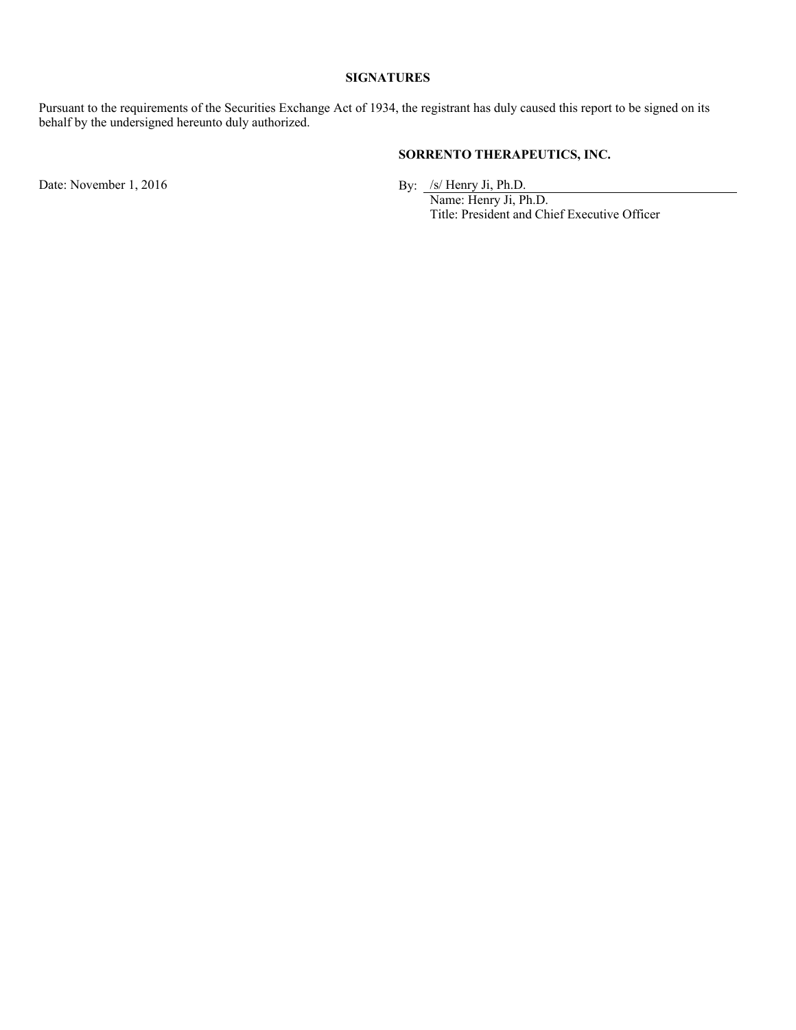**SIGNATURES**

Pursuant to the requirements of the Securities Exchange Act of 1934, the registrant has duly caused this report to be signed on its behalf by the undersigned hereunto duly authorized.

**SORRENTO THERAPEUTICS, INC.**

Date: November 1, 2016

By: /s/ Henry Ji, Ph.D.
Name: Henry Ji, Ph.D.
Title: President and Chief Executive Officer